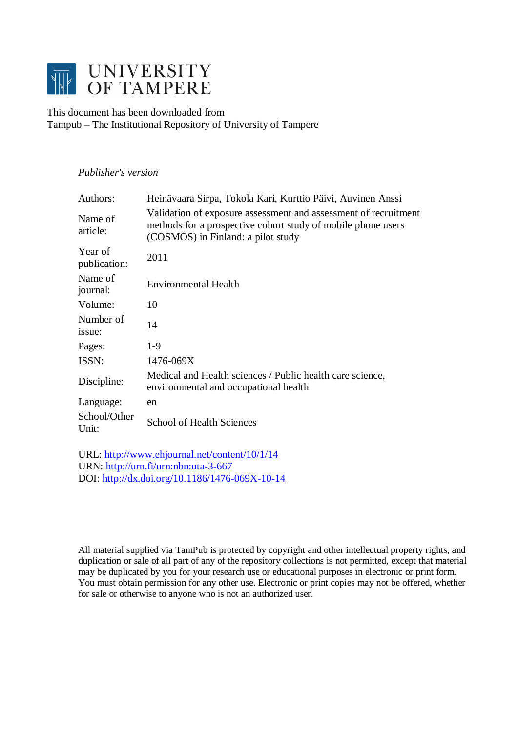# UNIVERSITY OF TAMPERE

This document has been downloaded from
Tampub – The Institutional Repository of University of Tampere

*Publisher's version*

| | |
|---|---|
| Authors: | Heinävaara Sirpa, Tokola Kari, Kurttio Päivi, Auvinen Anssi |
| Name of article: | Validation of exposure assessment and assessment of recruitment methods for a prospective cohort study of mobile phone users (COSMOS) in Finland: a pilot study |
| Year of publication: | 2011 |
| Name of journal: | Environmental Health |
| Volume: | 10 |
| Number of issue: | 14 |
| Pages: | 1-9 |
| ISSN: | 1476-069X |
| Discipline: | Medical and Health sciences / Public health care science, environmental and occupational health |
| Language: | en |
| School/Other Unit: | School of Health Sciences |

URL: http://www.ehjournal.net/content/10/1/14
URN: http://urn.fi/urn:nbn:uta-3-667
DOI: http://dx.doi.org/10.1186/1476-069X-10-14

All material supplied via TamPub is protected by copyright and other intellectual property rights, and duplication or sale of all part of any of the repository collections is not permitted, except that material may be duplicated by you for your research use or educational purposes in electronic or print form. You must obtain permission for any other use. Electronic or print copies may not be offered, whether for sale or otherwise to anyone who is not an authorized user.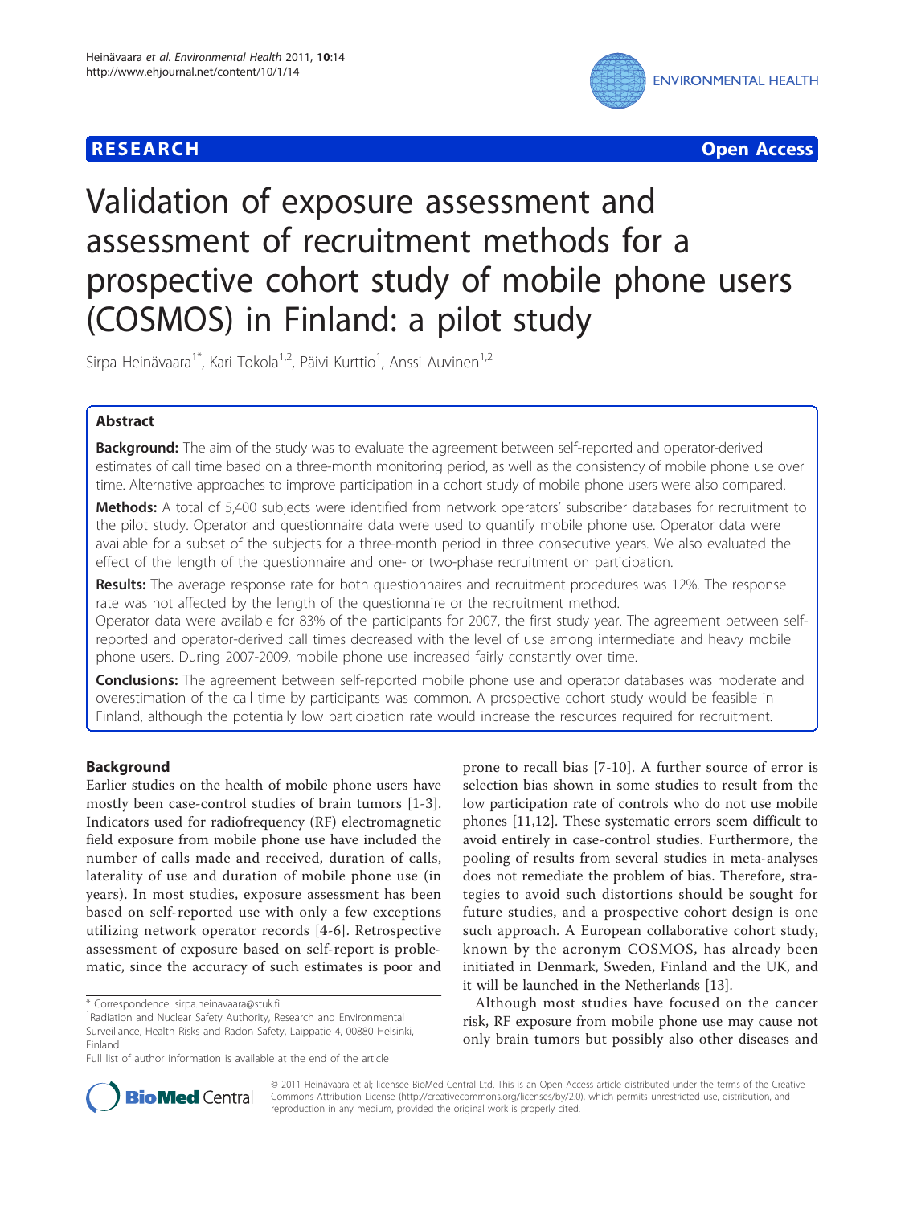# Validation of exposure assessment and assessment of recruitment methods for a prospective cohort study of mobile phone users (COSMOS) in Finland: a pilot study

Sirpa Heinävaara[1*], Kari Tokola[1,2], Päivi Kurttio[1], Anssi Auvinen[1,2]

## Abstract

**Background:** The aim of the study was to evaluate the agreement between self-reported and operator-derived estimates of call time based on a three-month monitoring period, as well as the consistency of mobile phone use over time. Alternative approaches to improve participation in a cohort study of mobile phone users were also compared.

**Methods:** A total of 5,400 subjects were identified from network operators' subscriber databases for recruitment to the pilot study. Operator and questionnaire data were used to quantify mobile phone use. Operator data were available for a subset of the subjects for a three-month period in three consecutive years. We also evaluated the effect of the length of the questionnaire and one- or two-phase recruitment on participation.

**Results:** The average response rate for both questionnaires and recruitment procedures was 12%. The response rate was not affected by the length of the questionnaire or the recruitment method.

Operator data were available for 83% of the participants for 2007, the first study year. The agreement between self-reported and operator-derived call times decreased with the level of use among intermediate and heavy mobile phone users. During 2007-2009, mobile phone use increased fairly constantly over time.

**Conclusions:** The agreement between self-reported mobile phone use and operator databases was moderate and overestimation of the call time by participants was common. A prospective cohort study would be feasible in Finland, although the potentially low participation rate would increase the resources required for recruitment.

## Background

Earlier studies on the health of mobile phone users have mostly been case-control studies of brain tumors [1-3]. Indicators used for radiofrequency (RF) electromagnetic field exposure from mobile phone use have included the number of calls made and received, duration of calls, laterality of use and duration of mobile phone use (in years). In most studies, exposure assessment has been based on self-reported use with only a few exceptions utilizing network operator records [4-6]. Retrospective assessment of exposure based on self-report is problematic, since the accuracy of such estimates is poor and prone to recall bias [7-10]. A further source of error is selection bias shown in some studies to result from the low participation rate of controls who do not use mobile phones [11,12]. These systematic errors seem difficult to avoid entirely in case-control studies. Furthermore, the pooling of results from several studies in meta-analyses does not remediate the problem of bias. Therefore, strategies to avoid such distortions should be sought for future studies, and a prospective cohort design is one such approach. A European collaborative cohort study, known by the acronym COSMOS, has already been initiated in Denmark, Sweden, Finland and the UK, and it will be launched in the Netherlands [13].

Although most studies have focused on the cancer risk, RF exposure from mobile phone use may cause not only brain tumors but possibly also other diseases and

\* Correspondence: sirpa.heinavaara@stuk.fi

[1]Radiation and Nuclear Safety Authority, Research and Environmental Surveillance, Health Risks and Radon Safety, Laippatie 4, 00880 Helsinki, Finland

Full list of author information is available at the end of the article

© 2011 Heinävaara et al; licensee BioMed Central Ltd. This is an Open Access article distributed under the terms of the Creative Commons Attribution License (http://creativecommons.org/licenses/by/2.0), which permits unrestricted use, distribution, and reproduction in any medium, provided the original work is properly cited.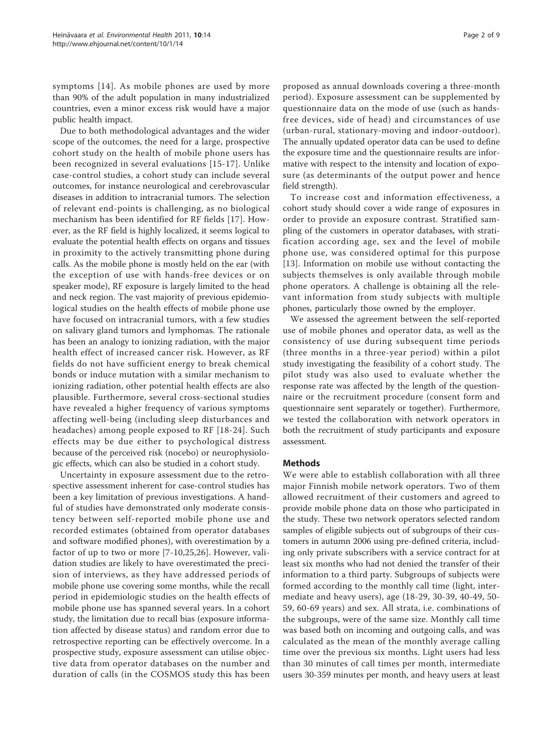symptoms [14]. As mobile phones are used by more than 90% of the adult population in many industrialized countries, even a minor excess risk would have a major public health impact.

Due to both methodological advantages and the wider scope of the outcomes, the need for a large, prospective cohort study on the health of mobile phone users has been recognized in several evaluations [15-17]. Unlike case-control studies, a cohort study can include several outcomes, for instance neurological and cerebrovascular diseases in addition to intracranial tumors. The selection of relevant end-points is challenging, as no biological mechanism has been identified for RF fields [17]. However, as the RF field is highly localized, it seems logical to evaluate the potential health effects on organs and tissues in proximity to the actively transmitting phone during calls. As the mobile phone is mostly held on the ear (with the exception of use with hands-free devices or on speaker mode), RF exposure is largely limited to the head and neck region. The vast majority of previous epidemiological studies on the health effects of mobile phone use have focused on intracranial tumors, with a few studies on salivary gland tumors and lymphomas. The rationale has been an analogy to ionizing radiation, with the major health effect of increased cancer risk. However, as RF fields do not have sufficient energy to break chemical bonds or induce mutation with a similar mechanism to ionizing radiation, other potential health effects are also plausible. Furthermore, several cross-sectional studies have revealed a higher frequency of various symptoms affecting well-being (including sleep disturbances and headaches) among people exposed to RF [18-24]. Such effects may be due either to psychological distress because of the perceived risk (nocebo) or neurophysiologic effects, which can also be studied in a cohort study.

Uncertainty in exposure assessment due to the retrospective assessment inherent for case-control studies has been a key limitation of previous investigations. A handful of studies have demonstrated only moderate consistency between self-reported mobile phone use and recorded estimates (obtained from operator databases and software modified phones), with overestimation by a factor of up to two or more [7-10,25,26]. However, validation studies are likely to have overestimated the precision of interviews, as they have addressed periods of mobile phone use covering some months, while the recall period in epidemiologic studies on the health effects of mobile phone use has spanned several years. In a cohort study, the limitation due to recall bias (exposure information affected by disease status) and random error due to retrospective reporting can be effectively overcome. In a prospective study, exposure assessment can utilise objective data from operator databases on the number and duration of calls (in the COSMOS study this has been proposed as annual downloads covering a three-month period). Exposure assessment can be supplemented by questionnaire data on the mode of use (such as hands-free devices, side of head) and circumstances of use (urban-rural, stationary-moving and indoor-outdoor). The annually updated operator data can be used to define the exposure time and the questionnaire results are informative with respect to the intensity and location of exposure (as determinants of the output power and hence field strength).

To increase cost and information effectiveness, a cohort study should cover a wide range of exposures in order to provide an exposure contrast. Stratified sampling of the customers in operator databases, with stratification according age, sex and the level of mobile phone use, was considered optimal for this purpose [13]. Information on mobile use without contacting the subjects themselves is only available through mobile phone operators. A challenge is obtaining all the relevant information from study subjects with multiple phones, particularly those owned by the employer.

We assessed the agreement between the self-reported use of mobile phones and operator data, as well as the consistency of use during subsequent time periods (three months in a three-year period) within a pilot study investigating the feasibility of a cohort study. The pilot study was also used to evaluate whether the response rate was affected by the length of the questionnaire or the recruitment procedure (consent form and questionnaire sent separately or together). Furthermore, we tested the collaboration with network operators in both the recruitment of study participants and exposure assessment.

## Methods

We were able to establish collaboration with all three major Finnish mobile network operators. Two of them allowed recruitment of their customers and agreed to provide mobile phone data on those who participated in the study. These two network operators selected random samples of eligible subjects out of subgroups of their customers in autumn 2006 using pre-defined criteria, including only private subscribers with a service contract for at least six months who had not denied the transfer of their information to a third party. Subgroups of subjects were formed according to the monthly call time (light, intermediate and heavy users), age (18-29, 30-39, 40-49, 50-59, 60-69 years) and sex. All strata, i.e. combinations of the subgroups, were of the same size. Monthly call time was based both on incoming and outgoing calls, and was calculated as the mean of the monthly average calling time over the previous six months. Light users had less than 30 minutes of call times per month, intermediate users 30-359 minutes per month, and heavy users at least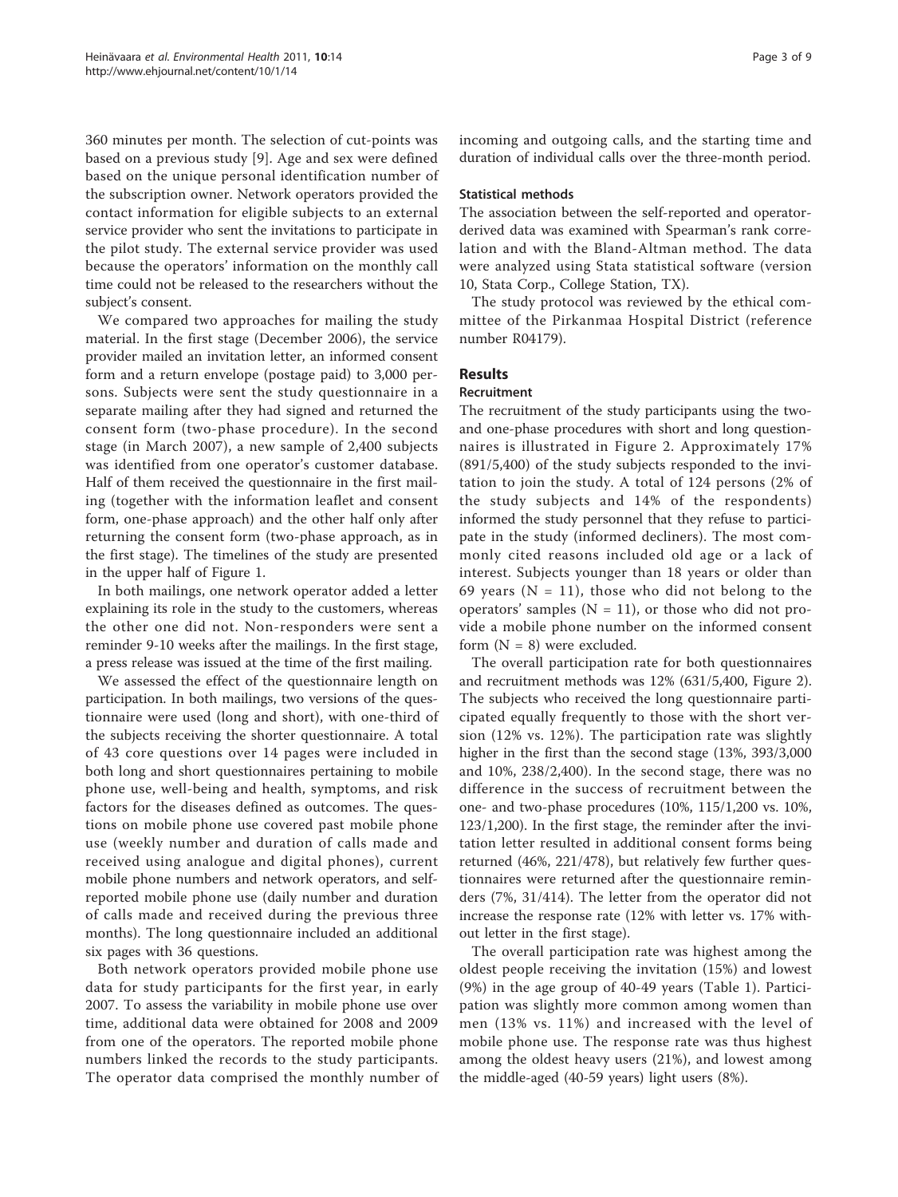360 minutes per month. The selection of cut-points was based on a previous study [9]. Age and sex were defined based on the unique personal identification number of the subscription owner. Network operators provided the contact information for eligible subjects to an external service provider who sent the invitations to participate in the pilot study. The external service provider was used because the operators' information on the monthly call time could not be released to the researchers without the subject's consent.

We compared two approaches for mailing the study material. In the first stage (December 2006), the service provider mailed an invitation letter, an informed consent form and a return envelope (postage paid) to 3,000 persons. Subjects were sent the study questionnaire in a separate mailing after they had signed and returned the consent form (two-phase procedure). In the second stage (in March 2007), a new sample of 2,400 subjects was identified from one operator's customer database. Half of them received the questionnaire in the first mailing (together with the information leaflet and consent form, one-phase approach) and the other half only after returning the consent form (two-phase approach, as in the first stage). The timelines of the study are presented in the upper half of Figure 1.

In both mailings, one network operator added a letter explaining its role in the study to the customers, whereas the other one did not. Non-responders were sent a reminder 9-10 weeks after the mailings. In the first stage, a press release was issued at the time of the first mailing.

We assessed the effect of the questionnaire length on participation. In both mailings, two versions of the questionnaire were used (long and short), with one-third of the subjects receiving the shorter questionnaire. A total of 43 core questions over 14 pages were included in both long and short questionnaires pertaining to mobile phone use, well-being and health, symptoms, and risk factors for the diseases defined as outcomes. The questions on mobile phone use covered past mobile phone use (weekly number and duration of calls made and received using analogue and digital phones), current mobile phone numbers and network operators, and self-reported mobile phone use (daily number and duration of calls made and received during the previous three months). The long questionnaire included an additional six pages with 36 questions.

Both network operators provided mobile phone use data for study participants for the first year, in early 2007. To assess the variability in mobile phone use over time, additional data were obtained for 2008 and 2009 from one of the operators. The reported mobile phone numbers linked the records to the study participants. The operator data comprised the monthly number of incoming and outgoing calls, and the starting time and duration of individual calls over the three-month period.

### Statistical methods

The association between the self-reported and operator-derived data was examined with Spearman's rank correlation and with the Bland-Altman method. The data were analyzed using Stata statistical software (version 10, Stata Corp., College Station, TX).

The study protocol was reviewed by the ethical committee of the Pirkanmaa Hospital District (reference number R04179).

## Results

### Recruitment

The recruitment of the study participants using the two- and one-phase procedures with short and long questionnaires is illustrated in Figure 2. Approximately 17% (891/5,400) of the study subjects responded to the invitation to join the study. A total of 124 persons (2% of the study subjects and 14% of the respondents) informed the study personnel that they refuse to participate in the study (informed decliners). The most commonly cited reasons included old age or a lack of interest. Subjects younger than 18 years or older than 69 years (N = 11), those who did not belong to the operators' samples (N = 11), or those who did not provide a mobile phone number on the informed consent form (N = 8) were excluded.

The overall participation rate for both questionnaires and recruitment methods was 12% (631/5,400, Figure 2). The subjects who received the long questionnaire participated equally frequently to those with the short version (12% vs. 12%). The participation rate was slightly higher in the first than the second stage (13%, 393/3,000 and 10%, 238/2,400). In the second stage, there was no difference in the success of recruitment between the one- and two-phase procedures (10%, 115/1,200 vs. 10%, 123/1,200). In the first stage, the reminder after the invitation letter resulted in additional consent forms being returned (46%, 221/478), but relatively few further questionnaires were returned after the questionnaire reminders (7%, 31/414). The letter from the operator did not increase the response rate (12% with letter vs. 17% without letter in the first stage).

The overall participation rate was highest among the oldest people receiving the invitation (15%) and lowest (9%) in the age group of 40-49 years (Table 1). Participation was slightly more common among women than men (13% vs. 11%) and increased with the level of mobile phone use. The response rate was thus highest among the oldest heavy users (21%), and lowest among the middle-aged (40-59 years) light users (8%).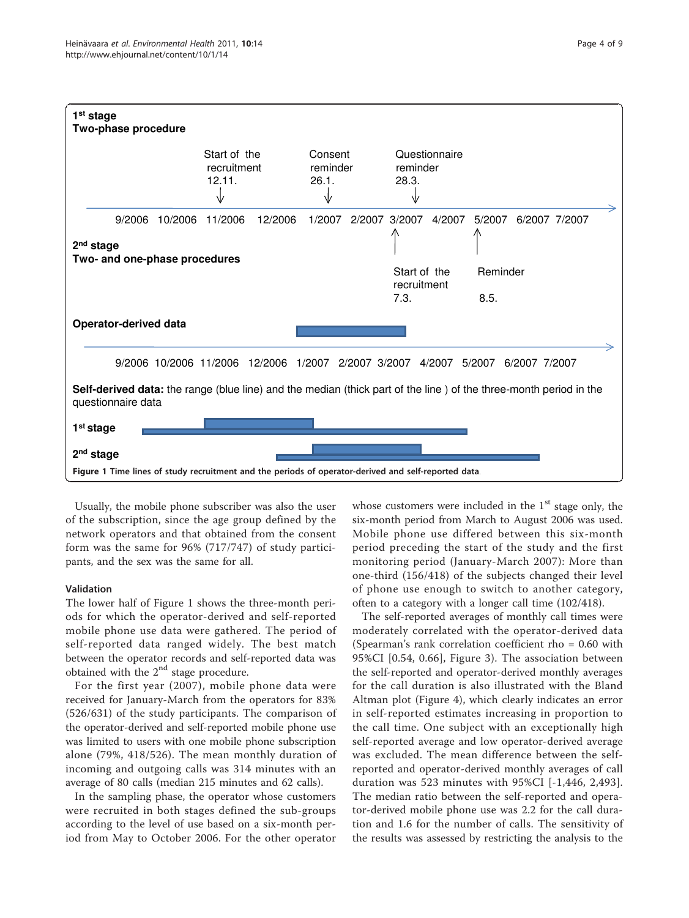1[st] stage
Two-phase procedure

Start of the recruitment 12.11.

Consent reminder 26.1.

Questionnaire reminder 28.3.

9/2006 10/2006 11/2006 12/2006 1/2007 2/2007 3/2007 4/2007 5/2007 6/2007 7/2007

2[nd] stage
Two- and one-phase procedures

Start of the recruitment 7.3.

Reminder 8.5.

Operator-derived data

9/2006 10/2006 11/2006 12/2006 1/2007 2/2007 3/2007 4/2007 5/2007 6/2007 7/2007

**Self-derived data:** the range (blue line) and the median (thick part of the line ) of the three-month period in the questionnaire data

1[st] stage

2[nd] stage

**Figure 1 Time lines of study recruitment and the periods of operator-derived and self-reported data**.

Usually, the mobile phone subscriber was also the user of the subscription, since the age group defined by the network operators and that obtained from the consent form was the same for 96% (717/747) of study participants, and the sex was the same for all.

### Validation

The lower half of Figure 1 shows the three-month periods for which the operator-derived and self-reported mobile phone use data were gathered. The period of self-reported data ranged widely. The best match between the operator records and self-reported data was obtained with the 2[nd] stage procedure.

For the first year (2007), mobile phone data were received for January-March from the operators for 83% (526/631) of the study participants. The comparison of the operator-derived and self-reported mobile phone use was limited to users with one mobile phone subscription alone (79%, 418/526). The mean monthly duration of incoming and outgoing calls was 314 minutes with an average of 80 calls (median 215 minutes and 62 calls).

In the sampling phase, the operator whose customers were recruited in both stages defined the sub-groups according to the level of use based on a six-month period from May to October 2006. For the other operator whose customers were included in the 1[st] stage only, the six-month period from March to August 2006 was used. Mobile phone use differed between this six-month period preceding the start of the study and the first monitoring period (January-March 2007): More than one-third (156/418) of the subjects changed their level of phone use enough to switch to another category, often to a category with a longer call time (102/418).

The self-reported averages of monthly call times were moderately correlated with the operator-derived data (Spearman's rank correlation coefficient rho = 0.60 with 95%CI [0.54, 0.66], Figure 3). The association between the self-reported and operator-derived monthly averages for the call duration is also illustrated with the Bland Altman plot (Figure 4), which clearly indicates an error in self-reported estimates increasing in proportion to the call time. One subject with an exceptionally high self-reported average and low operator-derived average was excluded. The mean difference between the self-reported and operator-derived monthly averages of call duration was 523 minutes with 95%CI [-1,446, 2,493]. The median ratio between the self-reported and operator-derived mobile phone use was 2.2 for the call duration and 1.6 for the number of calls. The sensitivity of the results was assessed by restricting the analysis to the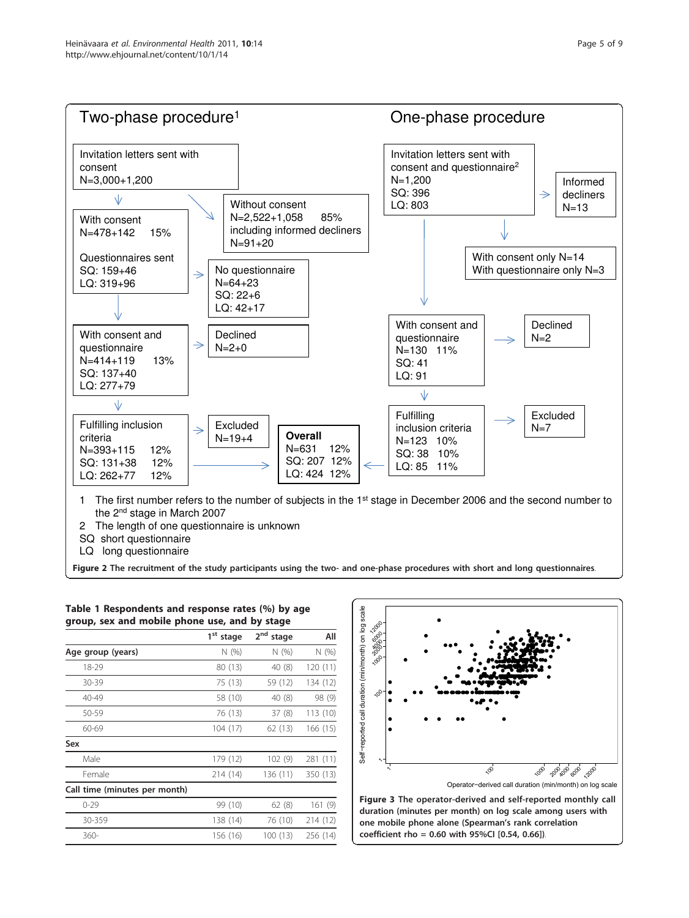Two-phase procedure[1]

| Invitation letters sent with consent N=3,000+1,200 |
|---|

- With consent N=478+142 15%
  - Questionnaires sent SQ: 159+46 LQ: 319+96
- Without consent N=2,522+1,058 85% including informed decliners N=91+20
- No questionnaire N=64+23 SQ: 22+6 LQ: 42+17
- With consent and questionnaire N=414+119 13% SQ: 137+40 LQ: 277+79
- Declined N=2+0
- Fulfilling inclusion criteria N=393+115 12% SQ: 131+38 12% LQ: 262+77 12%
- Excluded N=19+4

One-phase procedure

- Invitation letters sent with consent and questionnaire[2] N=1,200 SQ: 396 LQ: 803
- Informed decliners N=13
- With consent only N=14 With questionnaire only N=3
- With consent and questionnaire N=130 11% SQ: 41 LQ: 91
- Declined N=2
- Fulfilling inclusion criteria N=123 10% SQ: 38 10% LQ: 85 11%
- Excluded N=7

**Overall** N=631 12% SQ: 207 12% LQ: 424 12%

1 The first number refers to the number of subjects in the 1st stage in December 2006 and the second number to the 2nd stage in March 2007

2 The length of one questionnaire is unknown

SQ short questionnaire

LQ long questionnaire

**Figure 2 The recruitment of the study participants using the two- and one-phase procedures with short and long questionnaires**.

**Table 1 Respondents and response rates (%) by age group, sex and mobile phone use, and by stage**

| | 1st stage | 2nd stage | All |
|---|---|---|---|
| **Age group (years)** | N (%) | N (%) | N (%) |
| 18-29 | 80 (13) | 40 (8) | 120 (11) |
| 30-39 | 75 (13) | 59 (12) | 134 (12) |
| 40-49 | 58 (10) | 40 (8) | 98 (9) |
| 50-59 | 76 (13) | 37 (8) | 113 (10) |
| 60-69 | 104 (17) | 62 (13) | 166 (15) |
| **Sex** | | | |
| Male | 179 (12) | 102 (9) | 281 (11) |
| Female | 214 (14) | 136 (11) | 350 (13) |
| **Call time (minutes per month)** | | | |
| 0-29 | 99 (10) | 62 (8) | 161 (9) |
| 30-359 | 138 (14) | 76 (10) | 214 (12) |
| 360- | 156 (16) | 100 (13) | 256 (14) |

**Figure 3 The operator-derived and self-reported monthly call duration (minutes per month) on log scale among users with one mobile phone alone (Spearman's rank correlation coefficient rho = 0.60 with 95%CI [0.54, 0.66])**.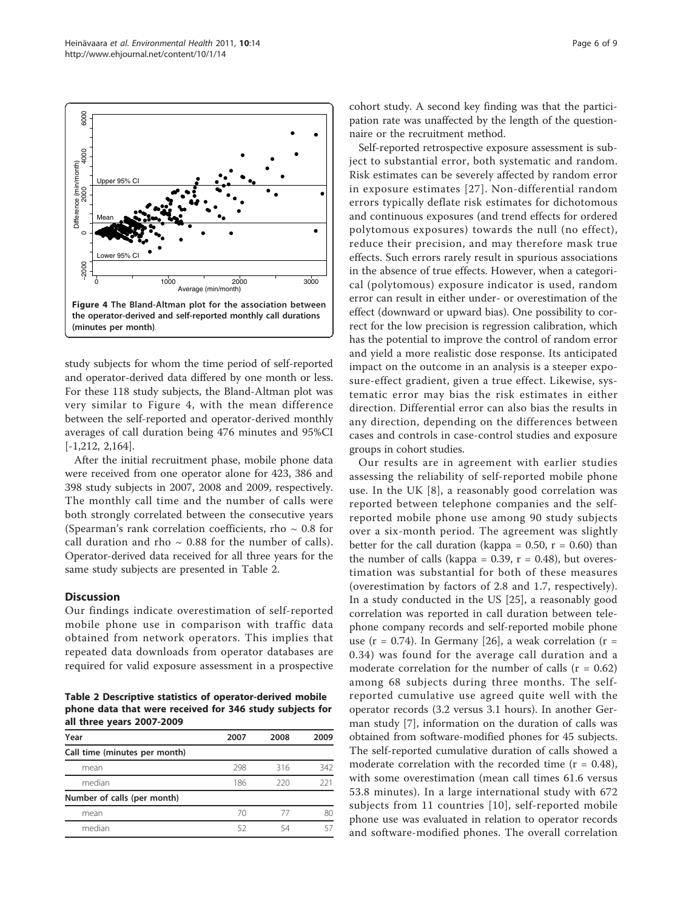**Figure 4 The Bland-Altman plot for the association between the operator-derived and self-reported monthly call durations (minutes per month).**

study subjects for whom the time period of self-reported and operator-derived data differed by one month or less. For these 118 study subjects, the Bland-Altman plot was very similar to Figure 4, with the mean difference between the self-reported and operator-derived monthly averages of call duration being 476 minutes and 95%CI [-1,212, 2,164].

After the initial recruitment phase, mobile phone data were received from one operator alone for 423, 386 and 398 study subjects in 2007, 2008 and 2009, respectively. The monthly call time and the number of calls were both strongly correlated between the consecutive years (Spearman's rank correlation coefficients, rho ~ 0.8 for call duration and rho ~ 0.88 for the number of calls). Operator-derived data received for all three years for the same study subjects are presented in Table 2.

## Discussion

Our findings indicate overestimation of self-reported mobile phone use in comparison with traffic data obtained from network operators. This implies that repeated data downloads from operator databases are required for valid exposure assessment in a prospective cohort study. A second key finding was that the participation rate was unaffected by the length of the questionnaire or the recruitment method.

Self-reported retrospective exposure assessment is subject to substantial error, both systematic and random. Risk estimates can be severely affected by random error in exposure estimates [27]. Non-differential random errors typically deflate risk estimates for dichotomous and continuous exposures (and trend effects for ordered polytomous exposures) towards the null (no effect), reduce their precision, and may therefore mask true effects. Such errors rarely result in spurious associations in the absence of true effects. However, when a categorical (polytomous) exposure indicator is used, random error can result in either under- or overestimation of the effect (downward or upward bias). One possibility to correct for the low precision is regression calibration, which has the potential to improve the control of random error and yield a more realistic dose response. Its anticipated impact on the outcome in an analysis is a steeper exposure-effect gradient, given a true effect. Likewise, systematic error may bias the risk estimates in either direction. Differential error can also bias the results in any direction, depending on the differences between cases and controls in case-control studies and exposure groups in cohort studies.

Our results are in agreement with earlier studies assessing the reliability of self-reported mobile phone use. In the UK [8], a reasonably good correlation was reported between telephone companies and the self-reported mobile phone use among 90 study subjects over a six-month period. The agreement was slightly better for the call duration (kappa = 0.50, r = 0.60) than the number of calls (kappa = 0.39, r = 0.48), but overestimation was substantial for both of these measures (overestimation by factors of 2.8 and 1.7, respectively). In a study conducted in the US [25], a reasonably good correlation was reported in call duration between telephone company records and self-reported mobile phone use (r = 0.74). In Germany [26], a weak correlation (r = 0.34) was found for the average call duration and a moderate correlation for the number of calls (r = 0.62) among 68 subjects during three months. The self-reported cumulative use agreed quite well with the operator records (3.2 versus 3.1 hours). In another German study [7], information on the duration of calls was obtained from software-modified phones for 45 subjects. The self-reported cumulative duration of calls showed a moderate correlation with the recorded time (r = 0.48), with some overestimation (mean call times 61.6 versus 53.8 minutes). In a large international study with 672 subjects from 11 countries [10], self-reported mobile phone use was evaluated in relation to operator records and software-modified phones. The overall correlation

**Table 2 Descriptive statistics of operator-derived mobile phone data that were received for 346 study subjects for all three years 2007-2009**

| Year | 2007 | 2008 | 2009 |
|---|---|---|---|
| **Call time (minutes per month)** | | | |
| mean | 298 | 316 | 342 |
| median | 186 | 220 | 221 |
| **Number of calls (per month)** | | | |
| mean | 70 | 77 | 80 |
| median | 52 | 54 | 57 |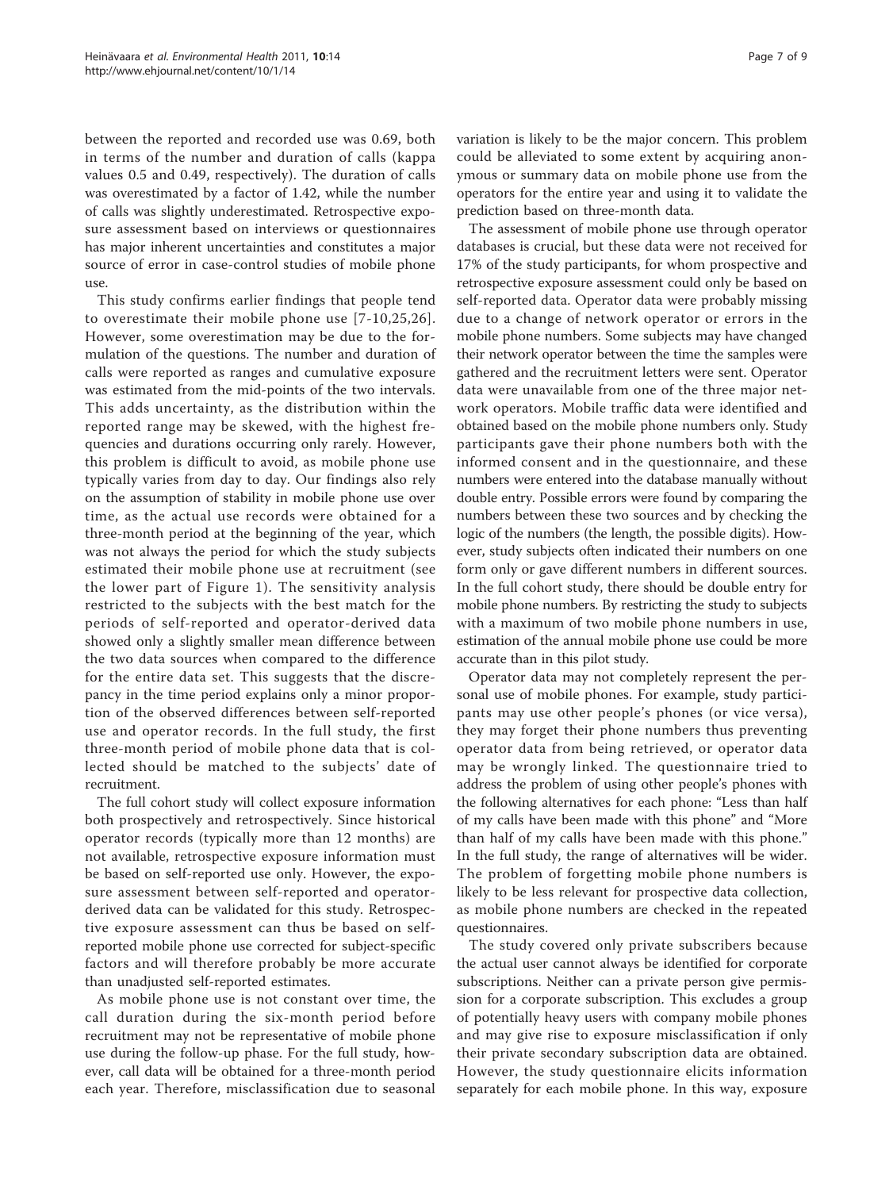between the reported and recorded use was 0.69, both in terms of the number and duration of calls (kappa values 0.5 and 0.49, respectively). The duration of calls was overestimated by a factor of 1.42, while the number of calls was slightly underestimated. Retrospective exposure assessment based on interviews or questionnaires has major inherent uncertainties and constitutes a major source of error in case-control studies of mobile phone use.

This study confirms earlier findings that people tend to overestimate their mobile phone use [7-10,25,26]. However, some overestimation may be due to the formulation of the questions. The number and duration of calls were reported as ranges and cumulative exposure was estimated from the mid-points of the two intervals. This adds uncertainty, as the distribution within the reported range may be skewed, with the highest frequencies and durations occurring only rarely. However, this problem is difficult to avoid, as mobile phone use typically varies from day to day. Our findings also rely on the assumption of stability in mobile phone use over time, as the actual use records were obtained for a three-month period at the beginning of the year, which was not always the period for which the study subjects estimated their mobile phone use at recruitment (see the lower part of Figure 1). The sensitivity analysis restricted to the subjects with the best match for the periods of self-reported and operator-derived data showed only a slightly smaller mean difference between the two data sources when compared to the difference for the entire data set. This suggests that the discrepancy in the time period explains only a minor proportion of the observed differences between self-reported use and operator records. In the full study, the first three-month period of mobile phone data that is collected should be matched to the subjects' date of recruitment.

The full cohort study will collect exposure information both prospectively and retrospectively. Since historical operator records (typically more than 12 months) are not available, retrospective exposure information must be based on self-reported use only. However, the exposure assessment between self-reported and operator-derived data can be validated for this study. Retrospective exposure assessment can thus be based on self-reported mobile phone use corrected for subject-specific factors and will therefore probably be more accurate than unadjusted self-reported estimates.

As mobile phone use is not constant over time, the call duration during the six-month period before recruitment may not be representative of mobile phone use during the follow-up phase. For the full study, however, call data will be obtained for a three-month period each year. Therefore, misclassification due to seasonal variation is likely to be the major concern. This problem could be alleviated to some extent by acquiring anonymous or summary data on mobile phone use from the operators for the entire year and using it to validate the prediction based on three-month data.

The assessment of mobile phone use through operator databases is crucial, but these data were not received for 17% of the study participants, for whom prospective and retrospective exposure assessment could only be based on self-reported data. Operator data were probably missing due to a change of network operator or errors in the mobile phone numbers. Some subjects may have changed their network operator between the time the samples were gathered and the recruitment letters were sent. Operator data were unavailable from one of the three major network operators. Mobile traffic data were identified and obtained based on the mobile phone numbers only. Study participants gave their phone numbers both with the informed consent and in the questionnaire, and these numbers were entered into the database manually without double entry. Possible errors were found by comparing the numbers between these two sources and by checking the logic of the numbers (the length, the possible digits). However, study subjects often indicated their numbers on one form only or gave different numbers in different sources. In the full cohort study, there should be double entry for mobile phone numbers. By restricting the study to subjects with a maximum of two mobile phone numbers in use, estimation of the annual mobile phone use could be more accurate than in this pilot study.

Operator data may not completely represent the personal use of mobile phones. For example, study participants may use other people's phones (or vice versa), they may forget their phone numbers thus preventing operator data from being retrieved, or operator data may be wrongly linked. The questionnaire tried to address the problem of using other people's phones with the following alternatives for each phone: "Less than half of my calls have been made with this phone" and "More than half of my calls have been made with this phone." In the full study, the range of alternatives will be wider. The problem of forgetting mobile phone numbers is likely to be less relevant for prospective data collection, as mobile phone numbers are checked in the repeated questionnaires.

The study covered only private subscribers because the actual user cannot always be identified for corporate subscriptions. Neither can a private person give permission for a corporate subscription. This excludes a group of potentially heavy users with company mobile phones and may give rise to exposure misclassification if only their private secondary subscription data are obtained. However, the study questionnaire elicits information separately for each mobile phone. In this way, exposure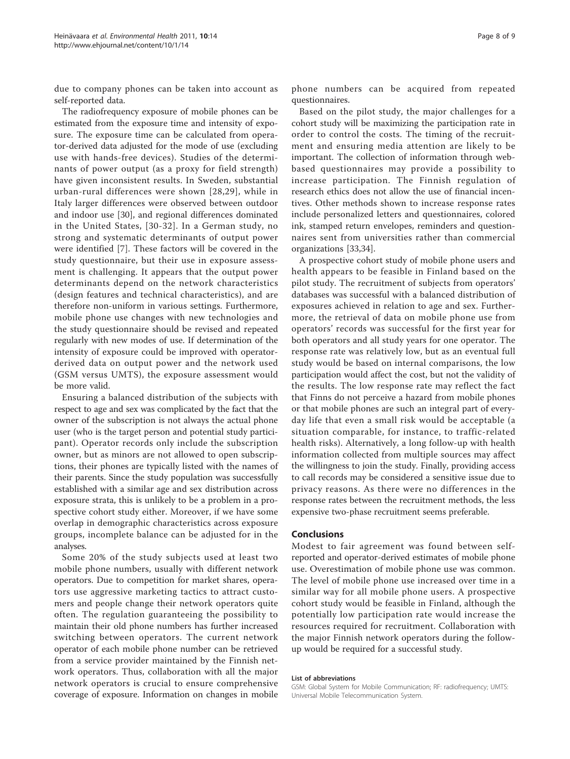due to company phones can be taken into account as self-reported data.

The radiofrequency exposure of mobile phones can be estimated from the exposure time and intensity of exposure. The exposure time can be calculated from operator-derived data adjusted for the mode of use (excluding use with hands-free devices). Studies of the determinants of power output (as a proxy for field strength) have given inconsistent results. In Sweden, substantial urban-rural differences were shown [28,29], while in Italy larger differences were observed between outdoor and indoor use [30], and regional differences dominated in the United States, [30-32]. In a German study, no strong and systematic determinants of output power were identified [7]. These factors will be covered in the study questionnaire, but their use in exposure assessment is challenging. It appears that the output power determinants depend on the network characteristics (design features and technical characteristics), and are therefore non-uniform in various settings. Furthermore, mobile phone use changes with new technologies and the study questionnaire should be revised and repeated regularly with new modes of use. If determination of the intensity of exposure could be improved with operator-derived data on output power and the network used (GSM versus UMTS), the exposure assessment would be more valid.

Ensuring a balanced distribution of the subjects with respect to age and sex was complicated by the fact that the owner of the subscription is not always the actual phone user (who is the target person and potential study participant). Operator records only include the subscription owner, but as minors are not allowed to open subscriptions, their phones are typically listed with the names of their parents. Since the study population was successfully established with a similar age and sex distribution across exposure strata, this is unlikely to be a problem in a prospective cohort study either. Moreover, if we have some overlap in demographic characteristics across exposure groups, incomplete balance can be adjusted for in the analyses.

Some 20% of the study subjects used at least two mobile phone numbers, usually with different network operators. Due to competition for market shares, operators use aggressive marketing tactics to attract customers and people change their network operators quite often. The regulation guaranteeing the possibility to maintain their old phone numbers has further increased switching between operators. The current network operator of each mobile phone number can be retrieved from a service provider maintained by the Finnish network operators. Thus, collaboration with all the major network operators is crucial to ensure comprehensive coverage of exposure. Information on changes in mobile phone numbers can be acquired from repeated questionnaires.

Based on the pilot study, the major challenges for a cohort study will be maximizing the participation rate in order to control the costs. The timing of the recruitment and ensuring media attention are likely to be important. The collection of information through web-based questionnaires may provide a possibility to increase participation. The Finnish regulation of research ethics does not allow the use of financial incentives. Other methods shown to increase response rates include personalized letters and questionnaires, colored ink, stamped return envelopes, reminders and questionnaires sent from universities rather than commercial organizations [33,34].

A prospective cohort study of mobile phone users and health appears to be feasible in Finland based on the pilot study. The recruitment of subjects from operators' databases was successful with a balanced distribution of exposures achieved in relation to age and sex. Furthermore, the retrieval of data on mobile phone use from operators' records was successful for the first year for both operators and all study years for one operator. The response rate was relatively low, but as an eventual full study would be based on internal comparisons, the low participation would affect the cost, but not the validity of the results. The low response rate may reflect the fact that Finns do not perceive a hazard from mobile phones or that mobile phones are such an integral part of everyday life that even a small risk would be acceptable (a situation comparable, for instance, to traffic-related health risks). Alternatively, a long follow-up with health information collected from multiple sources may affect the willingness to join the study. Finally, providing access to call records may be considered a sensitive issue due to privacy reasons. As there were no differences in the response rates between the recruitment methods, the less expensive two-phase recruitment seems preferable.

## Conclusions

Modest to fair agreement was found between self-reported and operator-derived estimates of mobile phone use. Overestimation of mobile phone use was common. The level of mobile phone use increased over time in a similar way for all mobile phone users. A prospective cohort study would be feasible in Finland, although the potentially low participation rate would increase the resources required for recruitment. Collaboration with the major Finnish network operators during the follow-up would be required for a successful study.

#### List of abbreviations

GSM: Global System for Mobile Communication; RF: radiofrequency; UMTS: Universal Mobile Telecommunication System.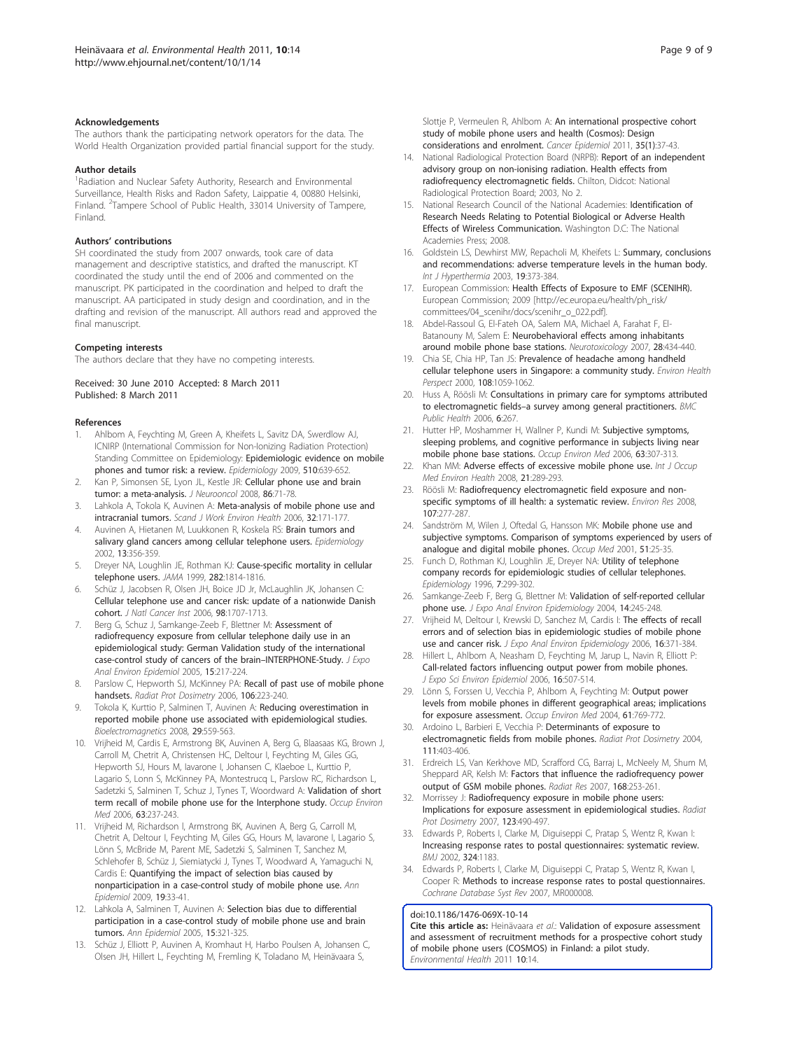## Acknowledgements

The authors thank the participating network operators for the data. The World Health Organization provided partial financial support for the study.

## Author details

[1]Radiation and Nuclear Safety Authority, Research and Environmental Surveillance, Health Risks and Radon Safety, Laippatie 4, 00880 Helsinki, Finland. [2]Tampere School of Public Health, 33014 University of Tampere, Finland.

## Authors' contributions

SH coordinated the study from 2007 onwards, took care of data management and descriptive statistics, and drafted the manuscript. KT coordinated the study until the end of 2006 and commented on the manuscript. PK participated in the coordination and helped to draft the manuscript. AA participated in study design and coordination, and in the drafting and revision of the manuscript. All authors read and approved the final manuscript.

## Competing interests

The authors declare that they have no competing interests.

Received: 30 June 2010 Accepted: 8 March 2011
Published: 8 March 2011

## References

1. Ahlbom A, Feychting M, Green A, Kheifets L, Savitz DA, Swerdlow AJ, ICNIRP (International Commission for Non-Ionizing Radiation Protection) Standing Committee on Epidemiology: **Epidemiologic evidence on mobile phones and tumor risk: a review.** *Epidemiology* 2009, **510**:639-652.
2. Kan P, Simonsen SE, Lyon JL, Kestle JR: **Cellular phone use and brain tumor: a meta-analysis.** *J Neurooncol* 2008, **86**:71-78.
3. Lahkola A, Tokola K, Auvinen A: **Meta-analysis of mobile phone use and intracranial tumors.** *Scand J Work Environ Health* 2006, **32**:171-177.
4. Auvinen A, Hietanen M, Luukkonen R, Koskela RS: **Brain tumors and salivary gland cancers among cellular telephone users.** *Epidemiology* 2002, **13**:356-359.
5. Dreyer NA, Loughlin JE, Rothman KJ: **Cause-specific mortality in cellular telephone users.** *JAMA* 1999, **282**:1814-1816.
6. Schüz J, Jacobsen R, Olsen JH, Boice JD Jr, McLaughlin JK, Johansen C: **Cellular telephone use and cancer risk: update of a nationwide Danish cohort.** *J Natl Cancer Inst* 2006, **98**:1707-1713.
7. Berg G, Schuz J, Samkange-Zeeb F, Blettner M: **Assessment of radiofrequency exposure from cellular telephone daily use in an epidemiological study: German Validation study of the international case-control study of cancers of the brain–INTERPHONE-Study.** *J Expo Anal Environ Epidemiol* 2005, **15**:217-224.
8. Parslow C, Hepworth SJ, McKinney PA: **Recall of past use of mobile phone handsets.** *Radiat Prot Dosimetry* 2006, **106**:223-240.
9. Tokola K, Kurttio P, Salminen T, Auvinen A: **Reducing overestimation in reported mobile phone use associated with epidemiological studies.** *Bioelectromagnetics* 2008, **29**:559-563.
10. Vrijheid M, Cardis E, Armstrong BK, Auvinen A, Berg G, Blaasaas KG, Brown J, Carroll M, Chetrit A, Christensen HC, Deltour I, Feychting M, Giles GG, Hepworth SJ, Hours M, Iavarone I, Johansen C, Klaeboe L, Kurttio P, Lagario S, Lonn S, McKinney PA, Montestrucq L, Parslow RC, Richardson L, Sadetzki S, Salminen T, Schuz J, Tynes T, Woordward A: **Validation of short term recall of mobile phone use for the Interphone study.** *Occup Environ Med* 2006, **63**:237-243.
11. Vrijheid M, Richardson I, Armstrong BK, Auvinen A, Berg G, Carroll M, Chetrit A, Deltour I, Feychting M, Giles GG, Hours M, Iavarone I, Lagario S, Lönn S, McBride M, Parent ME, Sadetzki S, Salminen T, Sanchez M, Schlehofer B, Schüz J, Siemiatycki J, Tynes T, Woodward A, Yamaguchi N, Cardis E: **Quantifying the impact of selection bias caused by nonparticipation in a case-control study of mobile phone use.** *Ann Epidemiol* 2009, **19**:33-41.
12. Lahkola A, Salminen T, Auvinen A: **Selection bias due to differential participation in a case-control study of mobile phone use and brain tumors.** *Ann Epidemiol* 2005, **15**:321-325.
13. Schüz J, Elliott P, Auvinen A, Kromhaut H, Harbo Poulsen A, Johansen C, Olsen JH, Hillert L, Feychting M, Fremling K, Toladano M, Heinävaara S, Slottje P, Vermeulen R, Ahlbom A: **An international prospective cohort study of mobile phone users and health (Cosmos): Design considerations and enrolment.** *Cancer Epidemiol* 2011, **35(1)**:37-43.
14. National Radiological Protection Board (NRPB): **Report of an independent advisory group on non-ionising radiation. Health effects from radiofrequency electromagnetic fields.** Chilton, Didcot: National Radiological Protection Board; 2003, No 2.
15. National Research Council of the National Academies: **Identification of Research Needs Relating to Potential Biological or Adverse Health Effects of Wireless Communication.** Washington D.C: The National Academies Press; 2008.
16. Goldstein LS, Dewhirst MW, Repacholi M, Kheifets L: **Summary, conclusions and recommendations: adverse temperature levels in the human body.** *Int J Hyperthermia* 2003, **19**:373-384.
17. European Commission: **Health Effects of Exposure to EMF (SCENIHR).** European Commission; 2009 [http://ec.europa.eu/health/ph_risk/committees/04_scenihr/docs/scenihr_o_022.pdf].
18. Abdel-Rassoul G, El-Fateh OA, Salem MA, Michael A, Farahat F, El-Batanouny M, Salem E: **Neurobehavioral effects among inhabitants around mobile phone base stations.** *Neurotoxicology* 2007, **28**:434-440.
19. Chia SE, Chia HP, Tan JS: **Prevalence of headache among handheld cellular telephone users in Singapore: a community study.** *Environ Health Perspect* 2000, **108**:1059-1062.
20. Huss A, Röösli M: **Consultations in primary care for symptoms attributed to electromagnetic fields–a survey among general practitioners.** *BMC Public Health* 2006, **6**:267.
21. Hutter HP, Moshammer H, Wallner P, Kundi M: **Subjective symptoms, sleeping problems, and cognitive performance in subjects living near mobile phone base stations.** *Occup Environ Med* 2006, **63**:307-313.
22. Khan MM: **Adverse effects of excessive mobile phone use.** *Int J Occup Med Environ Health* 2008, **21**:289-293.
23. Röösli M: **Radiofrequency electromagnetic field exposure and non-specific symptoms of ill health: a systematic review.** *Environ Res* 2008, **107**:277-287.
24. Sandström M, Wilen J, Oftedal G, Hansson MK: **Mobile phone use and subjective symptoms. Comparison of symptoms experienced by users of analogue and digital mobile phones.** *Occup Med* 2001, **51**:25-35.
25. Funch D, Rothman KJ, Loughlin JE, Dreyer NA: **Utility of telephone company records for epidemiologic studies of cellular telephones.** *Epidemiology* 1996, **7**:299-302.
26. Samkange-Zeeb F, Berg G, Blettner M: **Validation of self-reported cellular phone use.** *J Expo Anal Environ Epidemiology* 2004, **14**:245-248.
27. Vrijheid M, Deltour I, Krewski D, Sanchez M, Cardis I: **The effects of recall errors and of selection bias in epidemiologic studies of mobile phone use and cancer risk.** *J Expo Anal Environ Epidemiology* 2006, **16**:371-384.
28. Hillert L, Ahlbom A, Neasham D, Feychting M, Jarup L, Navin R, Elliott P: **Call-related factors influencing output power from mobile phones.** *J Expo Sci Environ Epidemiol* 2006, **16**:507-514.
29. Lönn S, Forssen U, Vecchia P, Ahlbom A, Feychting M: **Output power levels from mobile phones in different geographical areas; implications for exposure assessment.** *Occup Environ Med* 2004, **61**:769-772.
30. Ardoino L, Barbieri E, Vecchia P: **Determinants of exposure to electromagnetic fields from mobile phones.** *Radiat Prot Dosimetry* 2004, **111**:403-406.
31. Erdreich LS, Van Kerkhove MD, Scrafford CG, Barraj L, McNeely M, Shum M, Sheppard AR, Kelsh M: **Factors that influence the radiofrequency power output of GSM mobile phones.** *Radiat Res* 2007, **168**:253-261.
32. Morrissey J: **Radiofrequency exposure in mobile phone users: Implications for exposure assessment in epidemiological studies.** *Radiat Prot Dosimetry* 2007, **123**:490-497.
33. Edwards P, Roberts I, Clarke M, Diguiseppi C, Pratap S, Wentz R, Kwan I: **Increasing response rates to postal questionnaires: systematic review.** *BMJ* 2002, **324**:1183.
34. Edwards P, Roberts I, Clarke M, Diguiseppi C, Pratap S, Wentz R, Kwan I, Cooper R: **Methods to increase response rates to postal questionnaires.** *Cochrane Database Syst Rev* 2007, MR000008.

doi:10.1186/1476-069X-10-14
**Cite this article as:** Heinävaara *et al.*: Validation of exposure assessment and assessment of recruitment methods for a prospective cohort study of mobile phone users (COSMOS) in Finland: a pilot study. *Environmental Health* 2011 **10**:14.